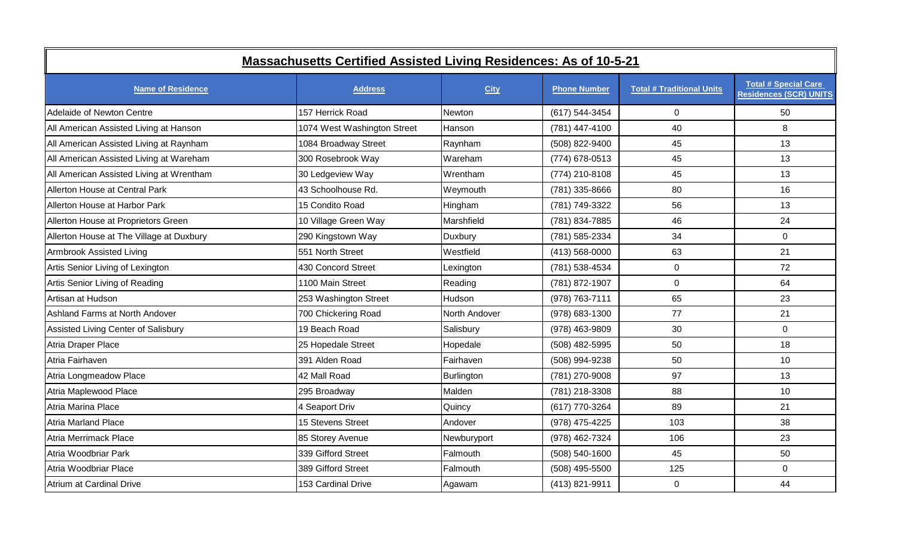# Massachusetts Certified Assisted Living Residences: As of 10-5-21

| Name of Residence | Address | City | Phone Number | Total # Traditional Units | Total # Special Care Residences (SCR) UNITS |
|---|---|---|---|---|---|
| Adelaide of Newton Centre | 157 Herrick Road | Newton | (617) 544-3454 | 0 | 50 |
| All American Assisted Living at Hanson | 1074 West Washington Street | Hanson | (781) 447-4100 | 40 | 8 |
| All American Assisted Living at Raynham | 1084 Broadway Street | Raynham | (508) 822-9400 | 45 | 13 |
| All American Assisted Living at Wareham | 300 Rosebrook Way | Wareham | (774) 678-0513 | 45 | 13 |
| All American Assisted Living at Wrentham | 30 Ledgeview Way | Wrentham | (774) 210-8108 | 45 | 13 |
| Allerton House at Central Park | 43 Schoolhouse Rd. | Weymouth | (781) 335-8666 | 80 | 16 |
| Allerton House at Harbor Park | 15 Condito Road | Hingham | (781) 749-3322 | 56 | 13 |
| Allerton House at Proprietors Green | 10 Village Green Way | Marshfield | (781) 834-7885 | 46 | 24 |
| Allerton House at The Village at Duxbury | 290 Kingstown Way | Duxbury | (781) 585-2334 | 34 | 0 |
| Armbrook Assisted Living | 551 North Street | Westfield | (413) 568-0000 | 63 | 21 |
| Artis Senior Living of Lexington | 430 Concord Street | Lexington | (781) 538-4534 | 0 | 72 |
| Artis Senior Living of Reading | 1100 Main Street | Reading | (781) 872-1907 | 0 | 64 |
| Artisan at Hudson | 253 Washington Street | Hudson | (978) 763-7111 | 65 | 23 |
| Ashland Farms at North Andover | 700 Chickering Road | North Andover | (978) 683-1300 | 77 | 21 |
| Assisted Living Center of Salisbury | 19 Beach Road | Salisbury | (978) 463-9809 | 30 | 0 |
| Atria Draper Place | 25 Hopedale Street | Hopedale | (508) 482-5995 | 50 | 18 |
| Atria Fairhaven | 391 Alden Road | Fairhaven | (508) 994-9238 | 50 | 10 |
| Atria Longmeadow Place | 42 Mall Road | Burlington | (781) 270-9008 | 97 | 13 |
| Atria Maplewood Place | 295 Broadway | Malden | (781) 218-3308 | 88 | 10 |
| Atria Marina Place | 4 Seaport Driv | Quincy | (617) 770-3264 | 89 | 21 |
| Atria Marland Place | 15 Stevens Street | Andover | (978) 475-4225 | 103 | 38 |
| Atria Merrimack Place | 85 Storey Avenue | Newburyport | (978) 462-7324 | 106 | 23 |
| Atria Woodbriar Park | 339 Gifford Street | Falmouth | (508) 540-1600 | 45 | 50 |
| Atria Woodbriar Place | 389 Gifford Street | Falmouth | (508) 495-5500 | 125 | 0 |
| Atrium at Cardinal Drive | 153 Cardinal Drive | Agawam | (413) 821-9911 | 0 | 44 |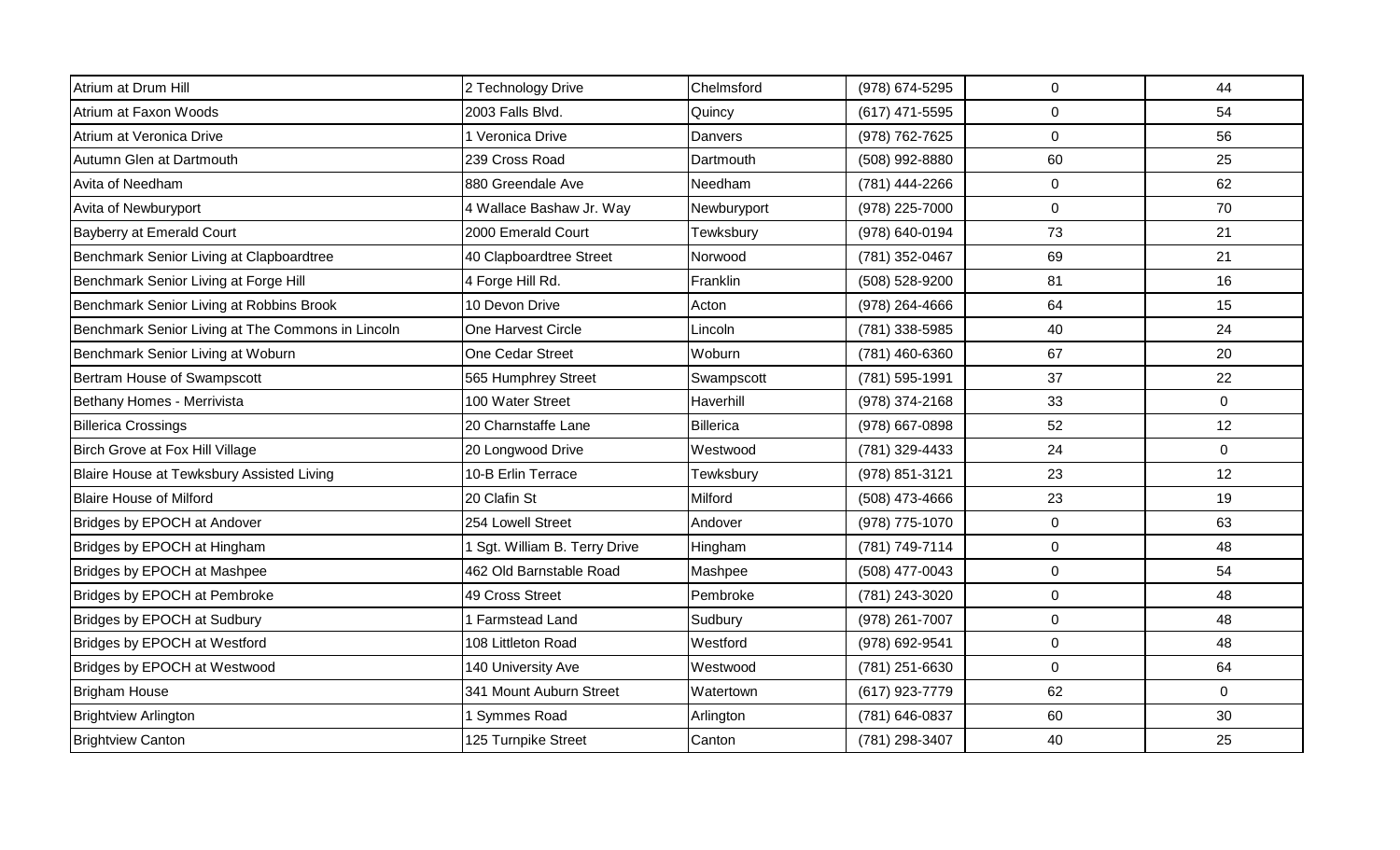| | | | | | |
|---|---|---|---|---|---|
| Atrium at Drum Hill | 2 Technology Drive | Chelmsford | (978) 674-5295 | 0 | 44 |
| Atrium at Faxon Woods | 2003 Falls Blvd. | Quincy | (617) 471-5595 | 0 | 54 |
| Atrium at Veronica Drive | 1 Veronica Drive | Danvers | (978) 762-7625 | 0 | 56 |
| Autumn Glen at Dartmouth | 239 Cross Road | Dartmouth | (508) 992-8880 | 60 | 25 |
| Avita of Needham | 880 Greendale Ave | Needham | (781) 444-2266 | 0 | 62 |
| Avita of Newburyport | 4 Wallace Bashaw Jr. Way | Newburyport | (978) 225-7000 | 0 | 70 |
| Bayberry at Emerald Court | 2000 Emerald Court | Tewksbury | (978) 640-0194 | 73 | 21 |
| Benchmark Senior Living at Clapboardtree | 40 Clapboardtree Street | Norwood | (781) 352-0467 | 69 | 21 |
| Benchmark Senior Living at Forge Hill | 4 Forge Hill Rd. | Franklin | (508) 528-9200 | 81 | 16 |
| Benchmark Senior Living at Robbins Brook | 10 Devon Drive | Acton | (978) 264-4666 | 64 | 15 |
| Benchmark Senior Living at The Commons in Lincoln | One Harvest Circle | Lincoln | (781) 338-5985 | 40 | 24 |
| Benchmark Senior Living at Woburn | One Cedar Street | Woburn | (781) 460-6360 | 67 | 20 |
| Bertram House of Swampscott | 565 Humphrey Street | Swampscott | (781) 595-1991 | 37 | 22 |
| Bethany Homes - Merrivista | 100 Water Street | Haverhill | (978) 374-2168 | 33 | 0 |
| Billerica Crossings | 20 Charnstaffe Lane | Billerica | (978) 667-0898 | 52 | 12 |
| Birch Grove at Fox Hill Village | 20 Longwood Drive | Westwood | (781) 329-4433 | 24 | 0 |
| Blaire House at Tewksbury Assisted Living | 10-B Erlin Terrace | Tewksbury | (978) 851-3121 | 23 | 12 |
| Blaire House of Milford | 20 Clafin St | Milford | (508) 473-4666 | 23 | 19 |
| Bridges by EPOCH at Andover | 254 Lowell Street | Andover | (978) 775-1070 | 0 | 63 |
| Bridges by EPOCH at Hingham | 1 Sgt. William B. Terry Drive | Hingham | (781) 749-7114 | 0 | 48 |
| Bridges by EPOCH at Mashpee | 462 Old Barnstable Road | Mashpee | (508) 477-0043 | 0 | 54 |
| Bridges by EPOCH at Pembroke | 49 Cross Street | Pembroke | (781) 243-3020 | 0 | 48 |
| Bridges by EPOCH at Sudbury | 1 Farmstead Land | Sudbury | (978) 261-7007 | 0 | 48 |
| Bridges by EPOCH at Westford | 108 Littleton Road | Westford | (978) 692-9541 | 0 | 48 |
| Bridges by EPOCH at Westwood | 140 University Ave | Westwood | (781) 251-6630 | 0 | 64 |
| Brigham House | 341 Mount Auburn Street | Watertown | (617) 923-7779 | 62 | 0 |
| Brightview Arlington | 1 Symmes Road | Arlington | (781) 646-0837 | 60 | 30 |
| Brightview Canton | 125 Turnpike Street | Canton | (781) 298-3407 | 40 | 25 |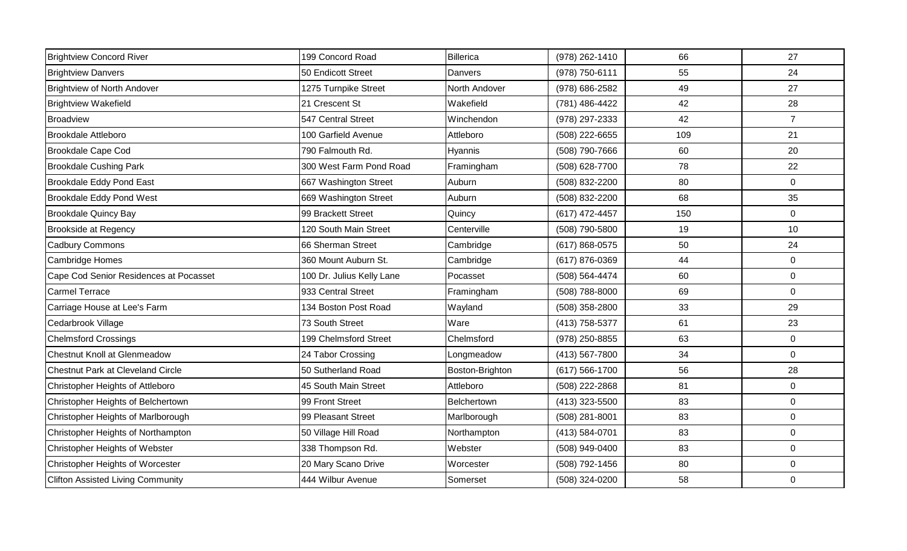| | | | | | |
|---|---|---|---|---|---|
| Brightview Concord River | 199 Concord Road | Billerica | (978) 262-1410 | 66 | 27 |
| Brightview Danvers | 50 Endicott Street | Danvers | (978) 750-6111 | 55 | 24 |
| Brightview of North Andover | 1275 Turnpike Street | North Andover | (978) 686-2582 | 49 | 27 |
| Brightview Wakefield | 21 Crescent St | Wakefield | (781) 486-4422 | 42 | 28 |
| Broadview | 547 Central Street | Winchendon | (978) 297-2333 | 42 | 7 |
| Brookdale Attleboro | 100 Garfield Avenue | Attleboro | (508) 222-6655 | 109 | 21 |
| Brookdale Cape Cod | 790 Falmouth Rd. | Hyannis | (508) 790-7666 | 60 | 20 |
| Brookdale Cushing Park | 300 West Farm Pond Road | Framingham | (508) 628-7700 | 78 | 22 |
| Brookdale Eddy Pond East | 667 Washington Street | Auburn | (508) 832-2200 | 80 | 0 |
| Brookdale Eddy Pond West | 669 Washington Street | Auburn | (508) 832-2200 | 68 | 35 |
| Brookdale Quincy Bay | 99 Brackett Street | Quincy | (617) 472-4457 | 150 | 0 |
| Brookside at Regency | 120 South Main Street | Centerville | (508) 790-5800 | 19 | 10 |
| Cadbury Commons | 66 Sherman Street | Cambridge | (617) 868-0575 | 50 | 24 |
| Cambridge Homes | 360 Mount Auburn St. | Cambridge | (617) 876-0369 | 44 | 0 |
| Cape Cod Senior Residences at Pocasset | 100 Dr. Julius Kelly Lane | Pocasset | (508) 564-4474 | 60 | 0 |
| Carmel Terrace | 933 Central Street | Framingham | (508) 788-8000 | 69 | 0 |
| Carriage House at Lee's Farm | 134 Boston Post Road | Wayland | (508) 358-2800 | 33 | 29 |
| Cedarbrook Village | 73 South Street | Ware | (413) 758-5377 | 61 | 23 |
| Chelmsford Crossings | 199 Chelmsford Street | Chelmsford | (978) 250-8855 | 63 | 0 |
| Chestnut Knoll at Glenmeadow | 24 Tabor Crossing | Longmeadow | (413) 567-7800 | 34 | 0 |
| Chestnut Park at Cleveland Circle | 50 Sutherland Road | Boston-Brighton | (617) 566-1700 | 56 | 28 |
| Christopher Heights of Attleboro | 45 South Main Street | Attleboro | (508) 222-2868 | 81 | 0 |
| Christopher Heights of Belchertown | 99 Front Street | Belchertown | (413) 323-5500 | 83 | 0 |
| Christopher Heights of Marlborough | 99 Pleasant Street | Marlborough | (508) 281-8001 | 83 | 0 |
| Christopher Heights of Northampton | 50 Village Hill Road | Northampton | (413) 584-0701 | 83 | 0 |
| Christopher Heights of Webster | 338 Thompson Rd. | Webster | (508) 949-0400 | 83 | 0 |
| Christopher Heights of Worcester | 20 Mary Scano Drive | Worcester | (508) 792-1456 | 80 | 0 |
| Clifton Assisted Living Community | 444 Wilbur Avenue | Somerset | (508) 324-0200 | 58 | 0 |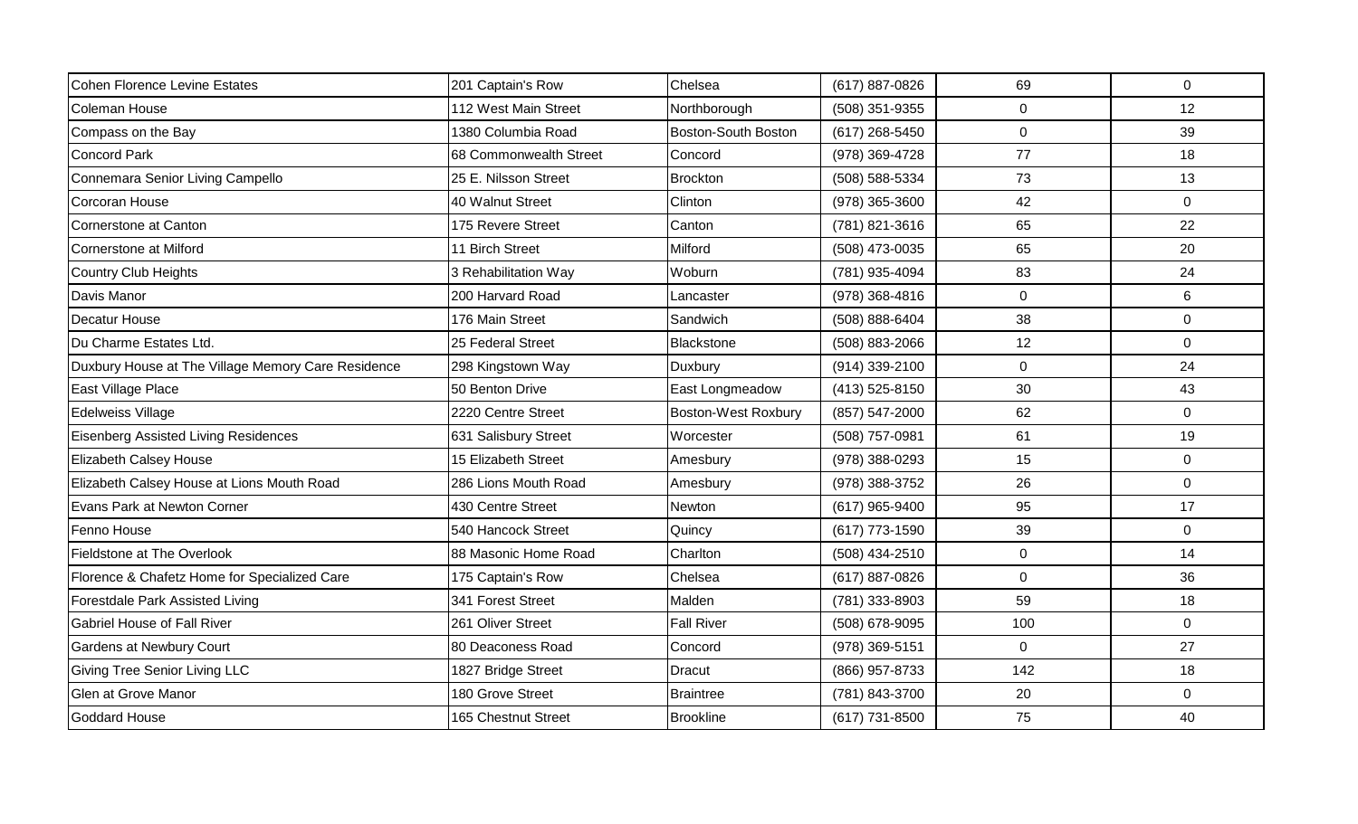| | | | | | |
|---|---|---|---|---|---|
| Cohen Florence Levine Estates | 201 Captain's Row | Chelsea | (617) 887-0826 | 69 | 0 |
| Coleman House | 112 West Main Street | Northborough | (508) 351-9355 | 0 | 12 |
| Compass on the Bay | 1380 Columbia Road | Boston-South Boston | (617) 268-5450 | 0 | 39 |
| Concord Park | 68 Commonwealth Street | Concord | (978) 369-4728 | 77 | 18 |
| Connemara Senior Living Campello | 25 E. Nilsson Street | Brockton | (508) 588-5334 | 73 | 13 |
| Corcoran House | 40 Walnut Street | Clinton | (978) 365-3600 | 42 | 0 |
| Cornerstone at Canton | 175 Revere Street | Canton | (781) 821-3616 | 65 | 22 |
| Cornerstone at Milford | 11 Birch Street | Milford | (508) 473-0035 | 65 | 20 |
| Country Club Heights | 3 Rehabilitation Way | Woburn | (781) 935-4094 | 83 | 24 |
| Davis Manor | 200 Harvard Road | Lancaster | (978) 368-4816 | 0 | 6 |
| Decatur House | 176 Main Street | Sandwich | (508) 888-6404 | 38 | 0 |
| Du Charme Estates Ltd. | 25 Federal Street | Blackstone | (508) 883-2066 | 12 | 0 |
| Duxbury House at The Village Memory Care Residence | 298 Kingstown Way | Duxbury | (914) 339-2100 | 0 | 24 |
| East Village Place | 50 Benton Drive | East Longmeadow | (413) 525-8150 | 30 | 43 |
| Edelweiss Village | 2220 Centre Street | Boston-West Roxbury | (857) 547-2000 | 62 | 0 |
| Eisenberg Assisted Living Residences | 631 Salisbury Street | Worcester | (508) 757-0981 | 61 | 19 |
| Elizabeth Calsey House | 15 Elizabeth Street | Amesbury | (978) 388-0293 | 15 | 0 |
| Elizabeth Calsey House at Lions Mouth Road | 286 Lions Mouth Road | Amesbury | (978) 388-3752 | 26 | 0 |
| Evans Park at Newton Corner | 430 Centre Street | Newton | (617) 965-9400 | 95 | 17 |
| Fenno House | 540 Hancock Street | Quincy | (617) 773-1590 | 39 | 0 |
| Fieldstone at The Overlook | 88 Masonic Home Road | Charlton | (508) 434-2510 | 0 | 14 |
| Florence & Chafetz Home for Specialized Care | 175 Captain's Row | Chelsea | (617) 887-0826 | 0 | 36 |
| Forestdale Park Assisted Living | 341 Forest Street | Malden | (781) 333-8903 | 59 | 18 |
| Gabriel House of Fall River | 261 Oliver Street | Fall River | (508) 678-9095 | 100 | 0 |
| Gardens at Newbury Court | 80 Deaconess Road | Concord | (978) 369-5151 | 0 | 27 |
| Giving Tree Senior Living LLC | 1827 Bridge Street | Dracut | (866) 957-8733 | 142 | 18 |
| Glen at Grove Manor | 180 Grove Street | Braintree | (781) 843-3700 | 20 | 0 |
| Goddard House | 165 Chestnut Street | Brookline | (617) 731-8500 | 75 | 40 |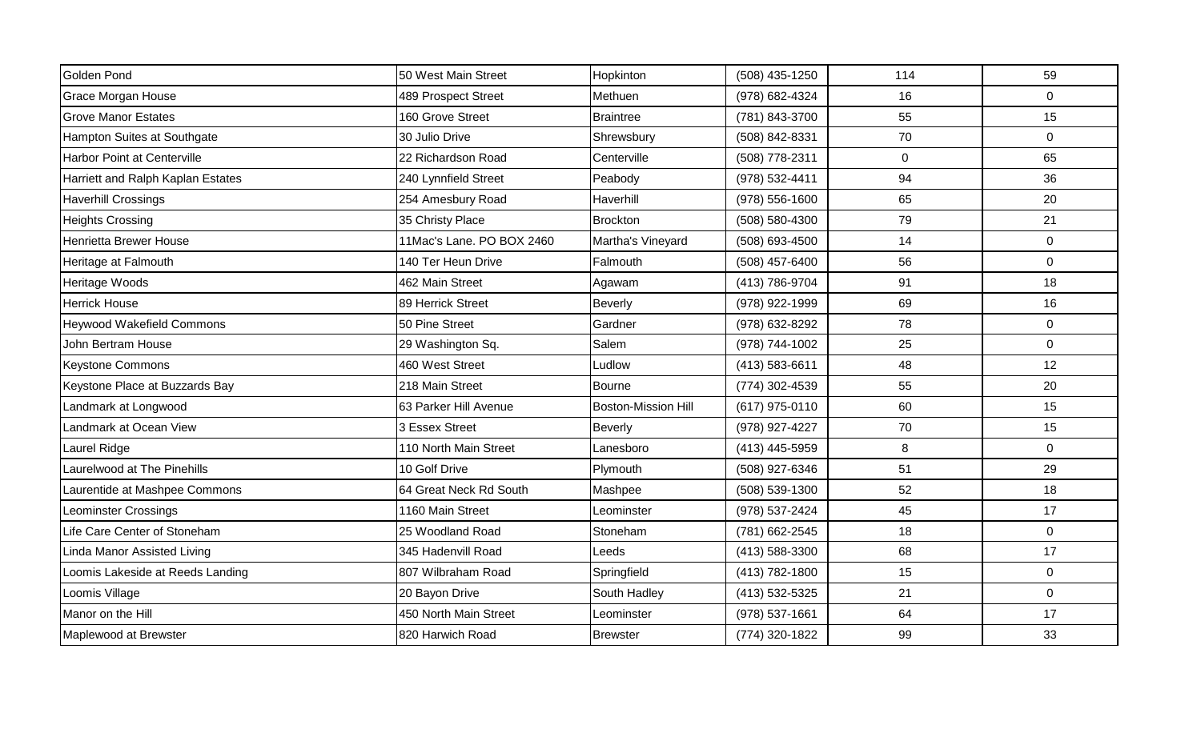| Golden Pond | 50 West Main Street | Hopkinton | (508) 435-1250 | 114 | 59 |
|---|---|---|---|---|---|
| Grace Morgan House | 489 Prospect Street | Methuen | (978) 682-4324 | 16 | 0 |
| Grove Manor Estates | 160 Grove Street | Braintree | (781) 843-3700 | 55 | 15 |
| Hampton Suites at Southgate | 30 Julio Drive | Shrewsbury | (508) 842-8331 | 70 | 0 |
| Harbor Point at Centerville | 22 Richardson Road | Centerville | (508) 778-2311 | 0 | 65 |
| Harriett and Ralph Kaplan Estates | 240 Lynnfield Street | Peabody | (978) 532-4411 | 94 | 36 |
| Haverhill Crossings | 254 Amesbury Road | Haverhill | (978) 556-1600 | 65 | 20 |
| Heights Crossing | 35 Christy Place | Brockton | (508) 580-4300 | 79 | 21 |
| Henrietta Brewer House | 11Mac's Lane. PO BOX 2460 | Martha's Vineyard | (508) 693-4500 | 14 | 0 |
| Heritage at Falmouth | 140 Ter Heun Drive | Falmouth | (508) 457-6400 | 56 | 0 |
| Heritage Woods | 462 Main Street | Agawam | (413) 786-9704 | 91 | 18 |
| Herrick House | 89 Herrick Street | Beverly | (978) 922-1999 | 69 | 16 |
| Heywood Wakefield Commons | 50 Pine Street | Gardner | (978) 632-8292 | 78 | 0 |
| John Bertram House | 29 Washington Sq. | Salem | (978) 744-1002 | 25 | 0 |
| Keystone Commons | 460 West Street | Ludlow | (413) 583-6611 | 48 | 12 |
| Keystone Place at Buzzards Bay | 218 Main Street | Bourne | (774) 302-4539 | 55 | 20 |
| Landmark at Longwood | 63 Parker Hill Avenue | Boston-Mission Hill | (617) 975-0110 | 60 | 15 |
| Landmark at Ocean View | 3 Essex Street | Beverly | (978) 927-4227 | 70 | 15 |
| Laurel Ridge | 110 North Main Street | Lanesboro | (413) 445-5959 | 8 | 0 |
| Laurelwood at The Pinehills | 10 Golf Drive | Plymouth | (508) 927-6346 | 51 | 29 |
| Laurentide at Mashpee Commons | 64 Great Neck Rd South | Mashpee | (508) 539-1300 | 52 | 18 |
| Leominster Crossings | 1160 Main Street | Leominster | (978) 537-2424 | 45 | 17 |
| Life Care Center of Stoneham | 25 Woodland Road | Stoneham | (781) 662-2545 | 18 | 0 |
| Linda Manor Assisted Living | 345 Hadenvill Road | Leeds | (413) 588-3300 | 68 | 17 |
| Loomis Lakeside at Reeds Landing | 807 Wilbraham Road | Springfield | (413) 782-1800 | 15 | 0 |
| Loomis Village | 20 Bayon Drive | South Hadley | (413) 532-5325 | 21 | 0 |
| Manor on the Hill | 450 North Main Street | Leominster | (978) 537-1661 | 64 | 17 |
| Maplewood at Brewster | 820 Harwich Road | Brewster | (774) 320-1822 | 99 | 33 |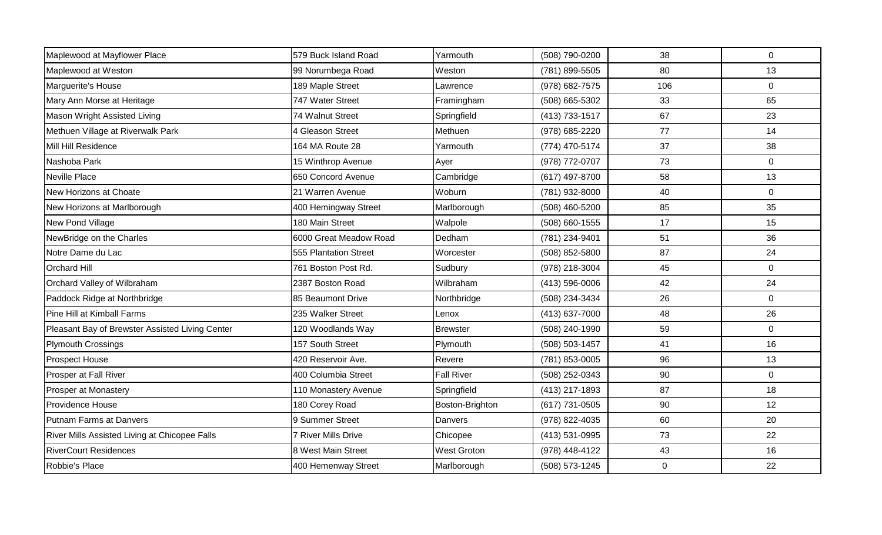| | | | | | |
|---|---|---|---|---|---|
| Maplewood at Mayflower Place | 579 Buck Island Road | Yarmouth | (508) 790-0200 | 38 | 0 |
| Maplewood at Weston | 99 Norumbega Road | Weston | (781) 899-5505 | 80 | 13 |
| Marguerite's House | 189 Maple Street | Lawrence | (978) 682-7575 | 106 | 0 |
| Mary Ann Morse at Heritage | 747 Water Street | Framingham | (508) 665-5302 | 33 | 65 |
| Mason Wright Assisted Living | 74 Walnut Street | Springfield | (413) 733-1517 | 67 | 23 |
| Methuen Village at Riverwalk Park | 4 Gleason Street | Methuen | (978) 685-2220 | 77 | 14 |
| Mill Hill Residence | 164 MA Route 28 | Yarmouth | (774) 470-5174 | 37 | 38 |
| Nashoba Park | 15 Winthrop Avenue | Ayer | (978) 772-0707 | 73 | 0 |
| Neville Place | 650 Concord Avenue | Cambridge | (617) 497-8700 | 58 | 13 |
| New Horizons at Choate | 21 Warren Avenue | Woburn | (781) 932-8000 | 40 | 0 |
| New Horizons at Marlborough | 400 Hemingway Street | Marlborough | (508) 460-5200 | 85 | 35 |
| New Pond Village | 180 Main Street | Walpole | (508) 660-1555 | 17 | 15 |
| NewBridge on the Charles | 6000 Great Meadow Road | Dedham | (781) 234-9401 | 51 | 36 |
| Notre Dame du Lac | 555 Plantation Street | Worcester | (508) 852-5800 | 87 | 24 |
| Orchard Hill | 761 Boston Post Rd. | Sudbury | (978) 218-3004 | 45 | 0 |
| Orchard Valley of Wilbraham | 2387 Boston Road | Wilbraham | (413) 596-0006 | 42 | 24 |
| Paddock Ridge at Northbridge | 85 Beaumont Drive | Northbridge | (508) 234-3434 | 26 | 0 |
| Pine Hill at Kimball Farms | 235 Walker Street | Lenox | (413) 637-7000 | 48 | 26 |
| Pleasant Bay of Brewster Assisted Living Center | 120 Woodlands Way | Brewster | (508) 240-1990 | 59 | 0 |
| Plymouth Crossings | 157 South Street | Plymouth | (508) 503-1457 | 41 | 16 |
| Prospect House | 420 Reservoir Ave. | Revere | (781) 853-0005 | 96 | 13 |
| Prosper at Fall River | 400 Columbia Street | Fall River | (508) 252-0343 | 90 | 0 |
| Prosper at Monastery | 110 Monastery Avenue | Springfield | (413) 217-1893 | 87 | 18 |
| Providence House | 180 Corey Road | Boston-Brighton | (617) 731-0505 | 90 | 12 |
| Putnam Farms at Danvers | 9 Summer Street | Danvers | (978) 822-4035 | 60 | 20 |
| River Mills Assisted Living at Chicopee Falls | 7 River Mills Drive | Chicopee | (413) 531-0995 | 73 | 22 |
| RiverCourt Residences | 8 West Main Street | West Groton | (978) 448-4122 | 43 | 16 |
| Robbie's Place | 400 Hemenway Street | Marlborough | (508) 573-1245 | 0 | 22 |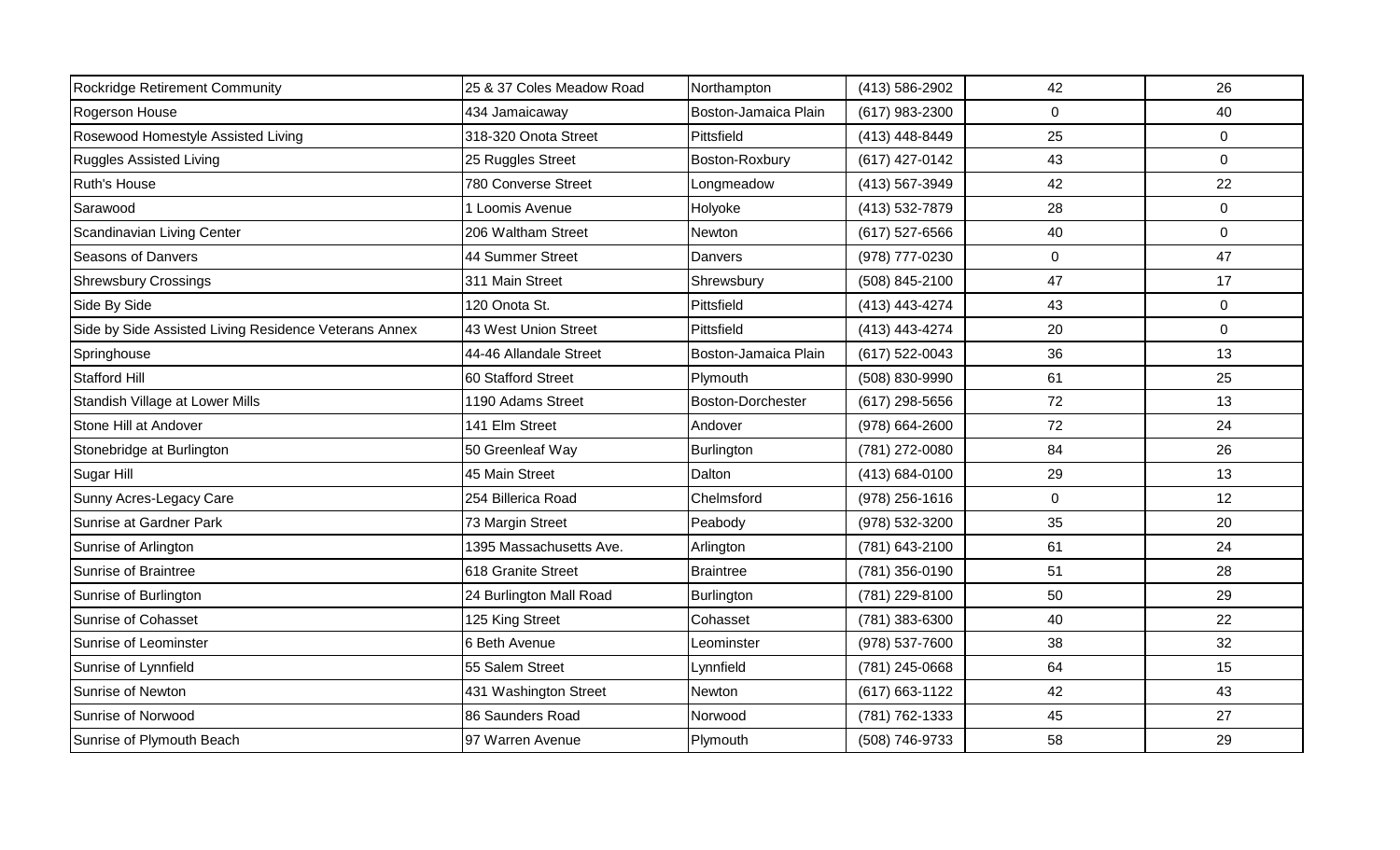| | | | | | |
|---|---|---|---|---|---|
| Rockridge Retirement Community | 25 & 37 Coles Meadow Road | Northampton | (413) 586-2902 | 42 | 26 |
| Rogerson House | 434 Jamaicaway | Boston-Jamaica Plain | (617) 983-2300 | 0 | 40 |
| Rosewood Homestyle Assisted Living | 318-320 Onota Street | Pittsfield | (413) 448-8449 | 25 | 0 |
| Ruggles Assisted Living | 25 Ruggles Street | Boston-Roxbury | (617) 427-0142 | 43 | 0 |
| Ruth's House | 780 Converse Street | Longmeadow | (413) 567-3949 | 42 | 22 |
| Sarawood | 1 Loomis Avenue | Holyoke | (413) 532-7879 | 28 | 0 |
| Scandinavian Living Center | 206 Waltham Street | Newton | (617) 527-6566 | 40 | 0 |
| Seasons of Danvers | 44 Summer Street | Danvers | (978) 777-0230 | 0 | 47 |
| Shrewsbury Crossings | 311 Main Street | Shrewsbury | (508) 845-2100 | 47 | 17 |
| Side By Side | 120 Onota St. | Pittsfield | (413) 443-4274 | 43 | 0 |
| Side by Side Assisted Living Residence Veterans Annex | 43 West Union Street | Pittsfield | (413) 443-4274 | 20 | 0 |
| Springhouse | 44-46 Allandale Street | Boston-Jamaica Plain | (617) 522-0043 | 36 | 13 |
| Stafford Hill | 60 Stafford Street | Plymouth | (508) 830-9990 | 61 | 25 |
| Standish Village at Lower Mills | 1190 Adams Street | Boston-Dorchester | (617) 298-5656 | 72 | 13 |
| Stone Hill at Andover | 141 Elm Street | Andover | (978) 664-2600 | 72 | 24 |
| Stonebridge at Burlington | 50 Greenleaf Way | Burlington | (781) 272-0080 | 84 | 26 |
| Sugar Hill | 45 Main Street | Dalton | (413) 684-0100 | 29 | 13 |
| Sunny Acres-Legacy Care | 254 Billerica Road | Chelmsford | (978) 256-1616 | 0 | 12 |
| Sunrise at Gardner Park | 73 Margin Street | Peabody | (978) 532-3200 | 35 | 20 |
| Sunrise of Arlington | 1395 Massachusetts Ave. | Arlington | (781) 643-2100 | 61 | 24 |
| Sunrise of Braintree | 618 Granite Street | Braintree | (781) 356-0190 | 51 | 28 |
| Sunrise of Burlington | 24 Burlington Mall Road | Burlington | (781) 229-8100 | 50 | 29 |
| Sunrise of Cohasset | 125 King Street | Cohasset | (781) 383-6300 | 40 | 22 |
| Sunrise of Leominster | 6 Beth Avenue | Leominster | (978) 537-7600 | 38 | 32 |
| Sunrise of Lynnfield | 55 Salem Street | Lynnfield | (781) 245-0668 | 64 | 15 |
| Sunrise of Newton | 431 Washington Street | Newton | (617) 663-1122 | 42 | 43 |
| Sunrise of Norwood | 86 Saunders Road | Norwood | (781) 762-1333 | 45 | 27 |
| Sunrise of Plymouth Beach | 97 Warren Avenue | Plymouth | (508) 746-9733 | 58 | 29 |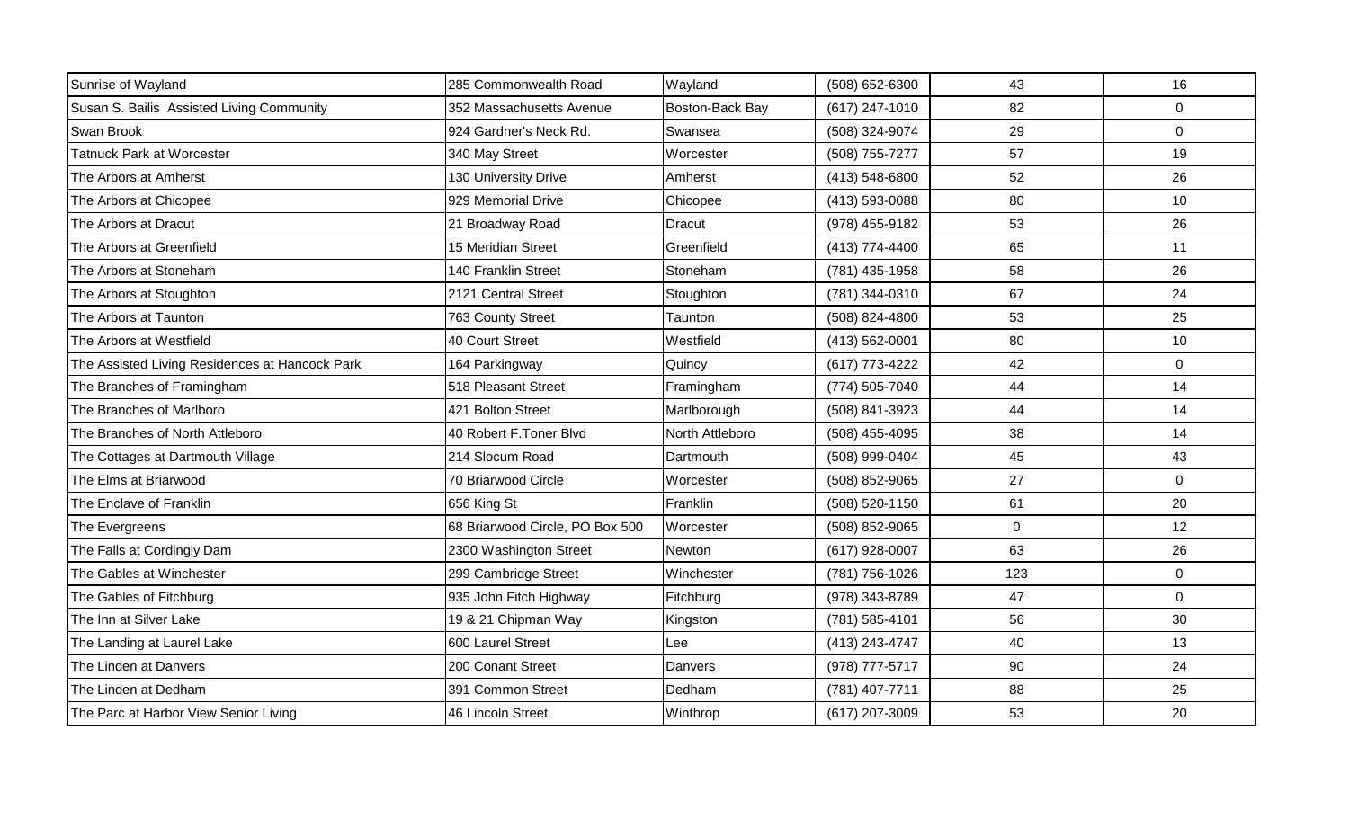| | | | | | |
|---|---|---|---|---|---|
| Sunrise of Wayland | 285 Commonwealth Road | Wayland | (508) 652-6300 | 43 | 16 |
| Susan S. Bailis  Assisted Living Community | 352 Massachusetts Avenue | Boston-Back Bay | (617) 247-1010 | 82 | 0 |
| Swan Brook | 924 Gardner's Neck Rd. | Swansea | (508) 324-9074 | 29 | 0 |
| Tatnuck Park at Worcester | 340 May Street | Worcester | (508) 755-7277 | 57 | 19 |
| The Arbors at Amherst | 130 University Drive | Amherst | (413) 548-6800 | 52 | 26 |
| The Arbors at Chicopee | 929 Memorial Drive | Chicopee | (413) 593-0088 | 80 | 10 |
| The Arbors at Dracut | 21 Broadway Road | Dracut | (978) 455-9182 | 53 | 26 |
| The Arbors at Greenfield | 15 Meridian Street | Greenfield | (413) 774-4400 | 65 | 11 |
| The Arbors at Stoneham | 140 Franklin Street | Stoneham | (781) 435-1958 | 58 | 26 |
| The Arbors at Stoughton | 2121 Central Street | Stoughton | (781) 344-0310 | 67 | 24 |
| The Arbors at Taunton | 763 County Street | Taunton | (508) 824-4800 | 53 | 25 |
| The Arbors at Westfield | 40 Court Street | Westfield | (413) 562-0001 | 80 | 10 |
| The Assisted Living Residences at Hancock Park | 164 Parkingway | Quincy | (617) 773-4222 | 42 | 0 |
| The Branches of Framingham | 518 Pleasant Street | Framingham | (774) 505-7040 | 44 | 14 |
| The Branches of Marlboro | 421 Bolton Street | Marlborough | (508) 841-3923 | 44 | 14 |
| The Branches of North Attleboro | 40 Robert F.Toner Blvd | North Attleboro | (508) 455-4095 | 38 | 14 |
| The Cottages at Dartmouth Village | 214 Slocum Road | Dartmouth | (508) 999-0404 | 45 | 43 |
| The Elms at Briarwood | 70 Briarwood Circle | Worcester | (508) 852-9065 | 27 | 0 |
| The Enclave of Franklin | 656 King St | Franklin | (508) 520-1150 | 61 | 20 |
| The Evergreens | 68 Briarwood Circle, PO Box 500 | Worcester | (508) 852-9065 | 0 | 12 |
| The Falls at Cordingly Dam | 2300 Washington Street | Newton | (617) 928-0007 | 63 | 26 |
| The Gables at Winchester | 299 Cambridge Street | Winchester | (781) 756-1026 | 123 | 0 |
| The Gables of Fitchburg | 935 John Fitch Highway | Fitchburg | (978) 343-8789 | 47 | 0 |
| The Inn at Silver Lake | 19 & 21 Chipman Way | Kingston | (781) 585-4101 | 56 | 30 |
| The Landing at Laurel Lake | 600 Laurel Street | Lee | (413) 243-4747 | 40 | 13 |
| The Linden at Danvers | 200 Conant Street | Danvers | (978) 777-5717 | 90 | 24 |
| The Linden at Dedham | 391 Common Street | Dedham | (781) 407-7711 | 88 | 25 |
| The Parc at Harbor View Senior Living | 46 Lincoln Street | Winthrop | (617) 207-3009 | 53 | 20 |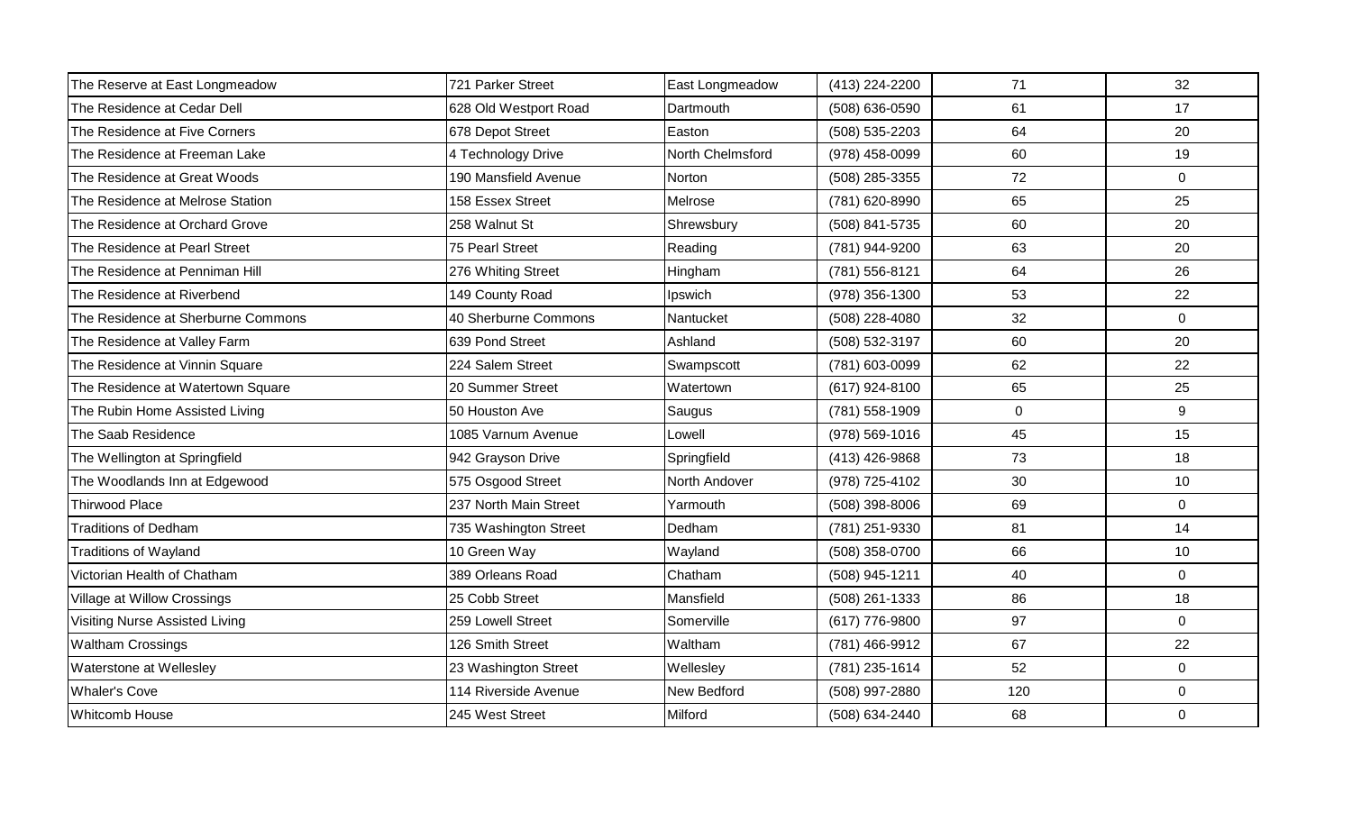| | | | | | |
|---|---|---|---|---|---|
| The Reserve at East Longmeadow | 721 Parker Street | East Longmeadow | (413) 224-2200 | 71 | 32 |
| The Residence at Cedar Dell | 628 Old Westport Road | Dartmouth | (508) 636-0590 | 61 | 17 |
| The Residence at Five Corners | 678 Depot Street | Easton | (508) 535-2203 | 64 | 20 |
| The Residence at Freeman Lake | 4 Technology Drive | North Chelmsford | (978) 458-0099 | 60 | 19 |
| The Residence at Great Woods | 190 Mansfield Avenue | Norton | (508) 285-3355 | 72 | 0 |
| The Residence at Melrose Station | 158 Essex Street | Melrose | (781) 620-8990 | 65 | 25 |
| The Residence at Orchard Grove | 258 Walnut St | Shrewsbury | (508) 841-5735 | 60 | 20 |
| The Residence at Pearl Street | 75 Pearl Street | Reading | (781) 944-9200 | 63 | 20 |
| The Residence at Penniman Hill | 276 Whiting Street | Hingham | (781) 556-8121 | 64 | 26 |
| The Residence at Riverbend | 149 County Road | Ipswich | (978) 356-1300 | 53 | 22 |
| The Residence at Sherburne Commons | 40 Sherburne Commons | Nantucket | (508) 228-4080 | 32 | 0 |
| The Residence at Valley Farm | 639 Pond Street | Ashland | (508) 532-3197 | 60 | 20 |
| The Residence at Vinnin Square | 224 Salem Street | Swampscott | (781) 603-0099 | 62 | 22 |
| The Residence at Watertown Square | 20 Summer Street | Watertown | (617) 924-8100 | 65 | 25 |
| The Rubin Home Assisted Living | 50 Houston Ave | Saugus | (781) 558-1909 | 0 | 9 |
| The Saab Residence | 1085 Varnum Avenue | Lowell | (978) 569-1016 | 45 | 15 |
| The Wellington at Springfield | 942 Grayson Drive | Springfield | (413) 426-9868 | 73 | 18 |
| The Woodlands Inn at Edgewood | 575 Osgood Street | North Andover | (978) 725-4102 | 30 | 10 |
| Thirwood Place | 237 North Main Street | Yarmouth | (508) 398-8006 | 69 | 0 |
| Traditions of Dedham | 735 Washington Street | Dedham | (781) 251-9330 | 81 | 14 |
| Traditions of Wayland | 10 Green Way | Wayland | (508) 358-0700 | 66 | 10 |
| Victorian Health of Chatham | 389 Orleans Road | Chatham | (508) 945-1211 | 40 | 0 |
| Village at Willow Crossings | 25 Cobb Street | Mansfield | (508) 261-1333 | 86 | 18 |
| Visiting Nurse Assisted Living | 259 Lowell Street | Somerville | (617) 776-9800 | 97 | 0 |
| Waltham Crossings | 126 Smith Street | Waltham | (781) 466-9912 | 67 | 22 |
| Waterstone at Wellesley | 23 Washington Street | Wellesley | (781) 235-1614 | 52 | 0 |
| Whaler's Cove | 114 Riverside Avenue | New Bedford | (508) 997-2880 | 120 | 0 |
| Whitcomb House | 245 West Street | Milford | (508) 634-2440 | 68 | 0 |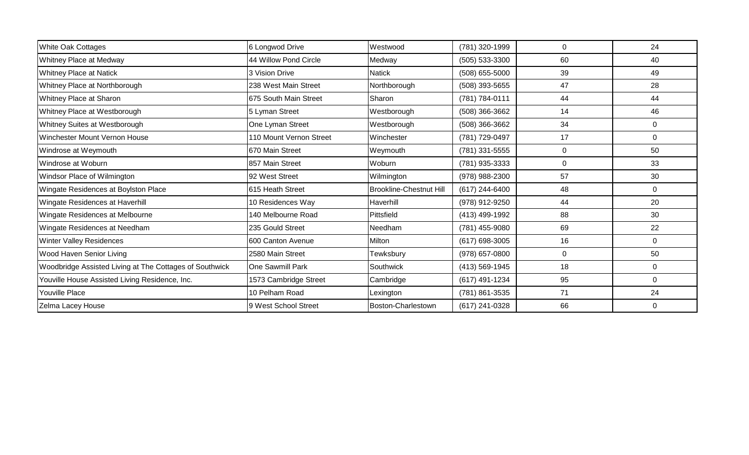| | | | | | |
|---|---|---|---|---|---|
| White Oak Cottages | 6 Longwod Drive | Westwood | (781) 320-1999 | 0 | 24 |
| Whitney Place at Medway | 44 Willow Pond Circle | Medway | (505) 533-3300 | 60 | 40 |
| Whitney Place at Natick | 3 Vision Drive | Natick | (508) 655-5000 | 39 | 49 |
| Whitney Place at Northborough | 238 West Main Street | Northborough | (508) 393-5655 | 47 | 28 |
| Whitney Place at Sharon | 675 South Main Street | Sharon | (781) 784-0111 | 44 | 44 |
| Whitney Place at Westborough | 5 Lyman Street | Westborough | (508) 366-3662 | 14 | 46 |
| Whitney Suites at Westborough | One Lyman Street | Westborough | (508) 366-3662 | 34 | 0 |
| Winchester Mount Vernon House | 110 Mount Vernon Street | Winchester | (781) 729-0497 | 17 | 0 |
| Windrose at Weymouth | 670 Main Street | Weymouth | (781) 331-5555 | 0 | 50 |
| Windrose at Woburn | 857 Main Street | Woburn | (781) 935-3333 | 0 | 33 |
| Windsor Place of Wilmington | 92 West Street | Wilmington | (978) 988-2300 | 57 | 30 |
| Wingate Residences at Boylston Place | 615 Heath Street | Brookline-Chestnut Hill | (617) 244-6400 | 48 | 0 |
| Wingate Residences at Haverhill | 10 Residences Way | Haverhill | (978) 912-9250 | 44 | 20 |
| Wingate Residences at Melbourne | 140 Melbourne Road | Pittsfield | (413) 499-1992 | 88 | 30 |
| Wingate Residences at Needham | 235 Gould Street | Needham | (781) 455-9080 | 69 | 22 |
| Winter Valley Residences | 600 Canton Avenue | Milton | (617) 698-3005 | 16 | 0 |
| Wood Haven Senior Living | 2580 Main Street | Tewksbury | (978) 657-0800 | 0 | 50 |
| Woodbridge Assisted Living at The Cottages of Southwick | One Sawmill Park | Southwick | (413) 569-1945 | 18 | 0 |
| Youville House Assisted Living Residence, Inc. | 1573 Cambridge Street | Cambridge | (617) 491-1234 | 95 | 0 |
| Youville Place | 10 Pelham Road | Lexington | (781) 861-3535 | 71 | 24 |
| Zelma Lacey House | 9 West School Street | Boston-Charlestown | (617) 241-0328 | 66 | 0 |